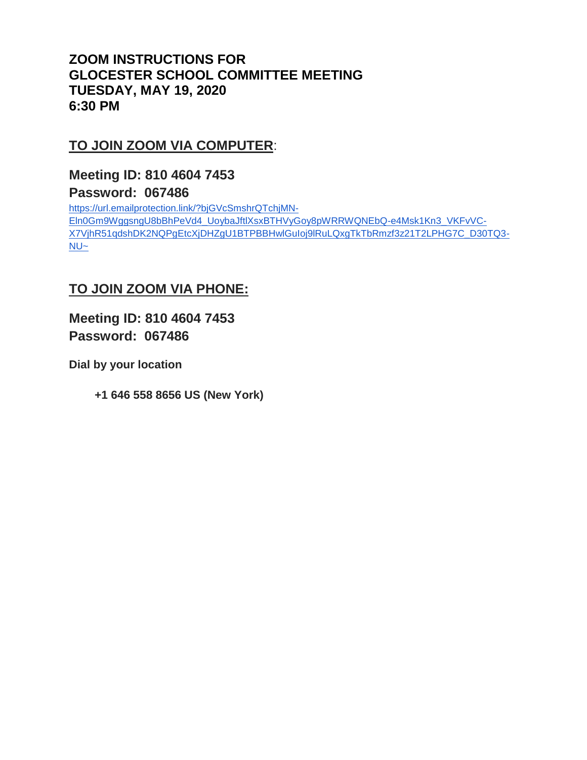# ZOOM INSTRUCTIONS FOR GLOCESTER SCHOOL COMMITTEE MEETING TUESDAY, MAY 19, 2020 6:30 PM

## TO JOIN ZOOM VIA COMPUTER:

### Meeting ID: 810 4604 7453
### Password: 067486

https://url.emailprotection.link/?bjGVcSmshrQTchjMN-Eln0Gm9WggsngU8bBhPeVd4_UoybaJftlXsxBTHVyGoy8pWRRWQNEbQ-e4Msk1Kn3_VKFvVC-X7VjhR51qdshDK2NQPgEtcXjDHZgU1BTPBBHwlGuIoj9lRuLQxgTkTbRmzf3z21T2LPHG7C_D30TQ3-NU~

## TO JOIN ZOOM VIA PHONE:

### Meeting ID: 810 4604 7453
### Password: 067486

**Dial by your location**

**+1 646 558 8656 US (New York)**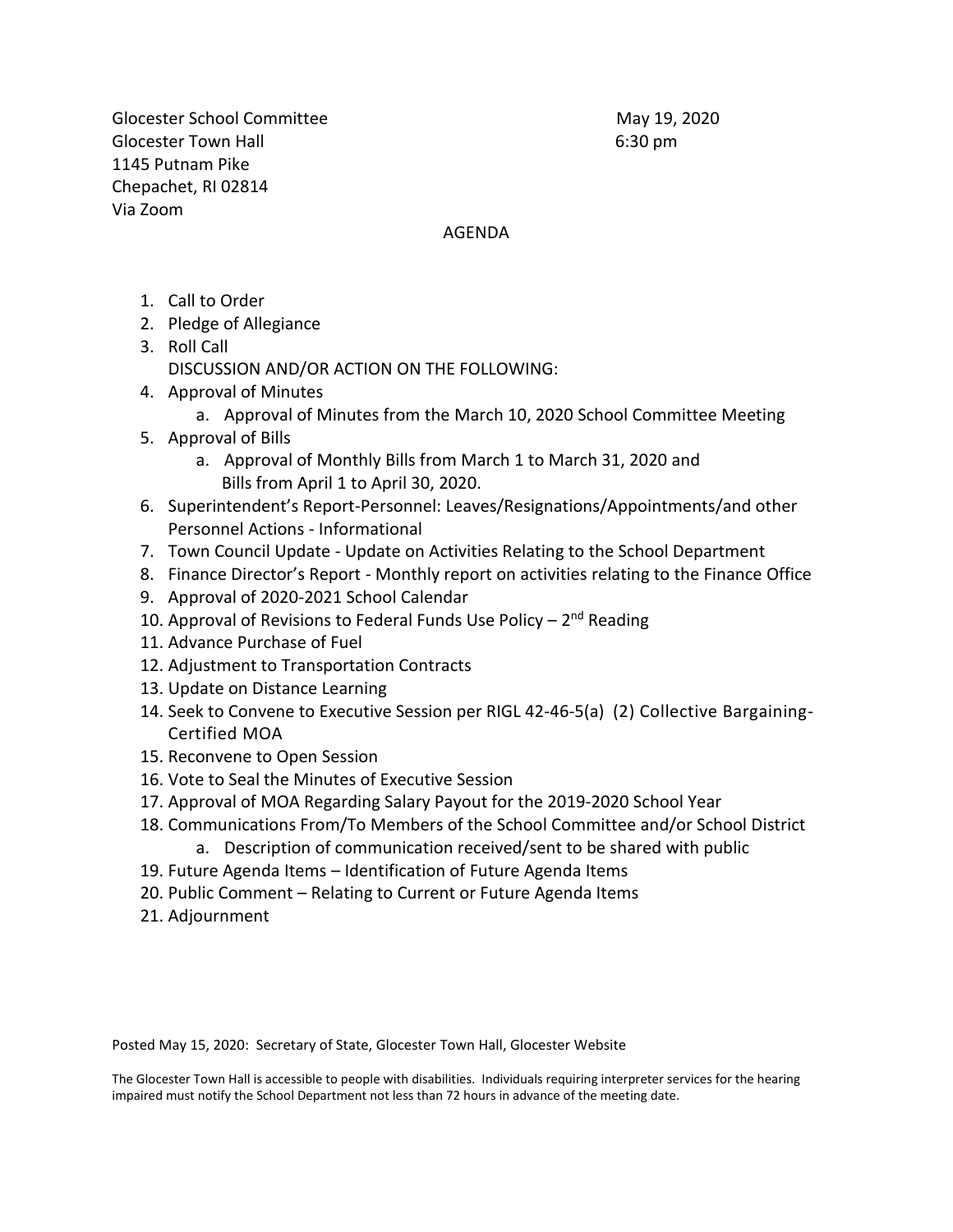Glocester School Committee May 19, 2020
Glocester Town Hall 6:30 pm
1145 Putnam Pike
Chepachet, RI 02814
Via Zoom

AGENDA

1. Call to Order
2. Pledge of Allegiance
3. Roll Call
   DISCUSSION AND/OR ACTION ON THE FOLLOWING:
4. Approval of Minutes
   a. Approval of Minutes from the March 10, 2020 School Committee Meeting
5. Approval of Bills
   a. Approval of Monthly Bills from March 1 to March 31, 2020 and Bills from April 1 to April 30, 2020.
6. Superintendent's Report-Personnel: Leaves/Resignations/Appointments/and other Personnel Actions - Informational
7. Town Council Update - Update on Activities Relating to the School Department
8. Finance Director's Report - Monthly report on activities relating to the Finance Office
9. Approval of 2020-2021 School Calendar
10. Approval of Revisions to Federal Funds Use Policy – 2nd Reading
11. Advance Purchase of Fuel
12. Adjustment to Transportation Contracts
13. Update on Distance Learning
14. Seek to Convene to Executive Session per RIGL 42-46-5(a) (2) Collective Bargaining-Certified MOA
15. Reconvene to Open Session
16. Vote to Seal the Minutes of Executive Session
17. Approval of MOA Regarding Salary Payout for the 2019-2020 School Year
18. Communications From/To Members of the School Committee and/or School District
    a. Description of communication received/sent to be shared with public
19. Future Agenda Items – Identification of Future Agenda Items
20. Public Comment – Relating to Current or Future Agenda Items
21. Adjournment

Posted May 15, 2020: Secretary of State, Glocester Town Hall, Glocester Website

The Glocester Town Hall is accessible to people with disabilities. Individuals requiring interpreter services for the hearing impaired must notify the School Department not less than 72 hours in advance of the meeting date.